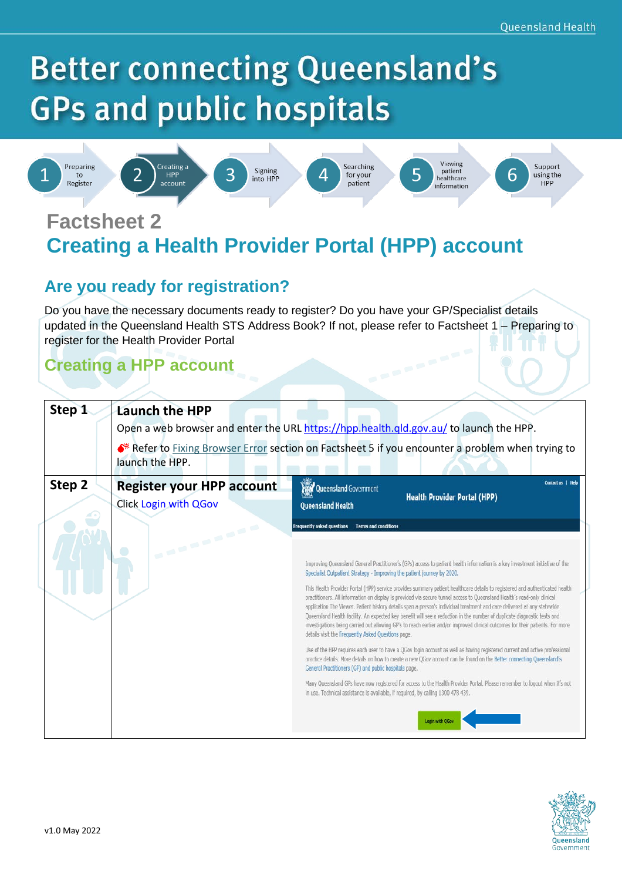# Better connecting Queensland's GPs and public hospitals

1 Preparing to Register → 2 Creating a HPP account → 3 Signing into HPP → 4 Searching for your patient → 5 Viewing patient healthcare information → 6 Support using the HPP

## Factsheet 2

## Creating a Health Provider Portal (HPP) account

### Are you ready for registration?

Do you have the necessary documents ready to register? Do you have your GP/Specialist details updated in the Queensland Health STS Address Book? If not, please refer to Factsheet 1 – Preparing to register for the Health Provider Portal

### Creating a HPP account

| | |
|---|---|
| **Step 1** | **Launch the HPP**<br>Open a web browser and enter the URL https://hpp.health.qld.gov.au/ to launch the HPP.<br>Refer to Fixing Browser Error section on Factsheet 5 if you encounter a problem when trying to launch the HPP. |
| **Step 2** | **Register your HPP account**<br>Click Login with QGov |

v1.0 May 2022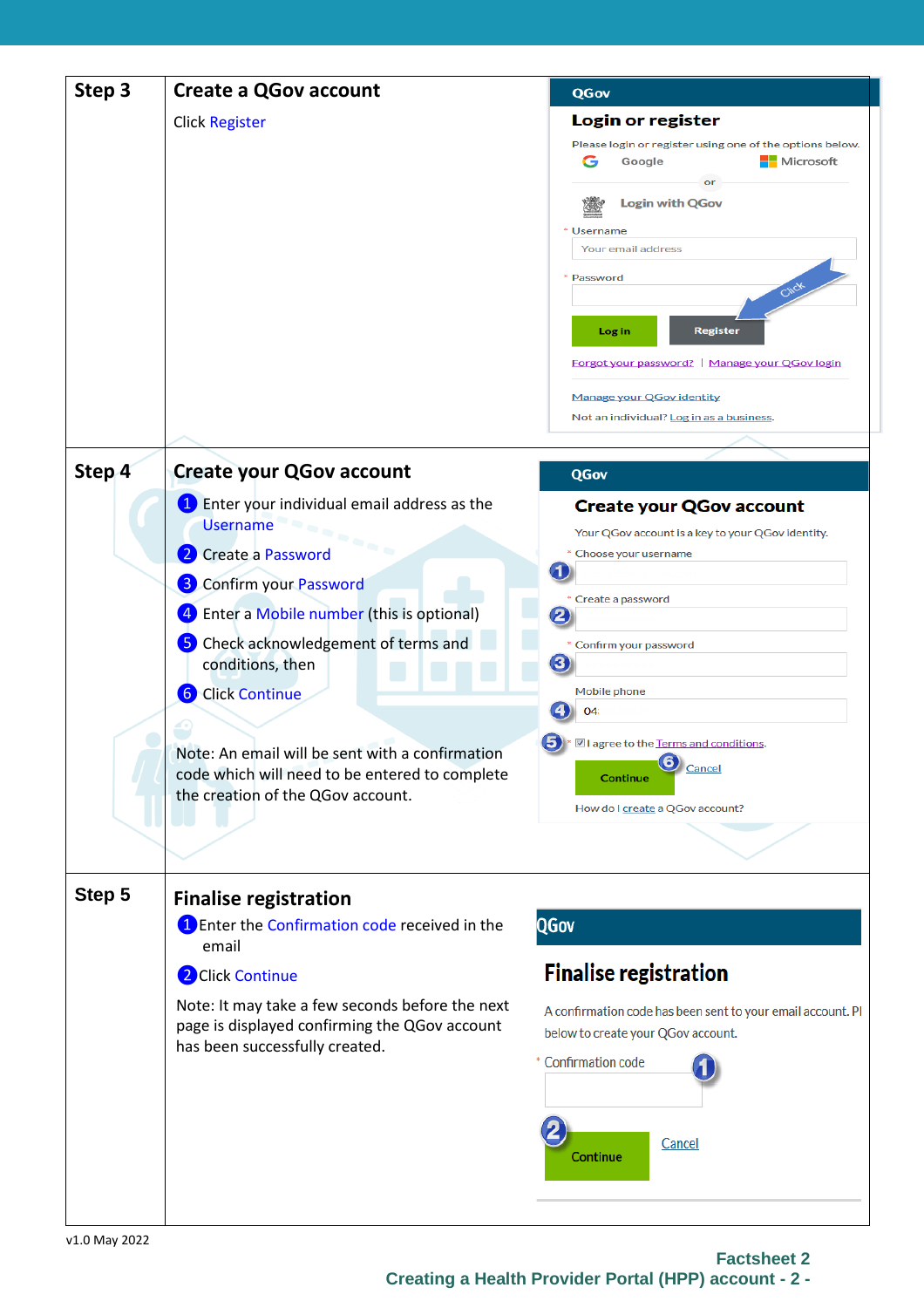| | | |
|---|---|---|
| **Step 3** | **Create a QGov account**<br><br>Click Register | QGov<br>**Login or register**<br>Please login or register using one of the options below.<br>Google  Microsoft<br>or<br>Login with QGov<br>* Username<br>Your email address<br>* Password<br>Log in  Register<br>Click<br>Forgot your password? \| Manage your QGov login<br>Manage your QGov identity<br>Not an individual? Log in as a business. |
| **Step 4** | **Create your QGov account**<br><br>1 Enter your individual email address as the Username<br>2 Create a Password<br>3 Confirm your Password<br>4 Enter a Mobile number (this is optional)<br>5 Check acknowledgement of terms and conditions, then<br>6 Click Continue<br><br>Note: An email will be sent with a confirmation code which will need to be entered to complete the creation of the QGov account. | QGov<br>**Create your QGov account**<br>Your QGov account is a key to your QGov identity.<br>* Choose your username (1)<br>* Create a password (2)<br>* Confirm your password (3)<br>Mobile phone (4) 04<br>(5) I agree to the Terms and conditions.<br>Continue (6) Cancel<br>How do I create a QGov account? |
| **Step 5** | **Finalise registration**<br><br>1 Enter the Confirmation code received in the email<br>2 Click Continue<br><br>Note: It may take a few seconds before the next page is displayed confirming the QGov account has been successfully created. | QGov<br>**Finalise registration**<br>A confirmation code has been sent to your email account. Pl below to create your QGov account.<br>* Confirmation code (1)<br>(2) Continue  Cancel |

v1.0 May 2022

Factsheet 2
Creating a Health Provider Portal (HPP) account - 2 -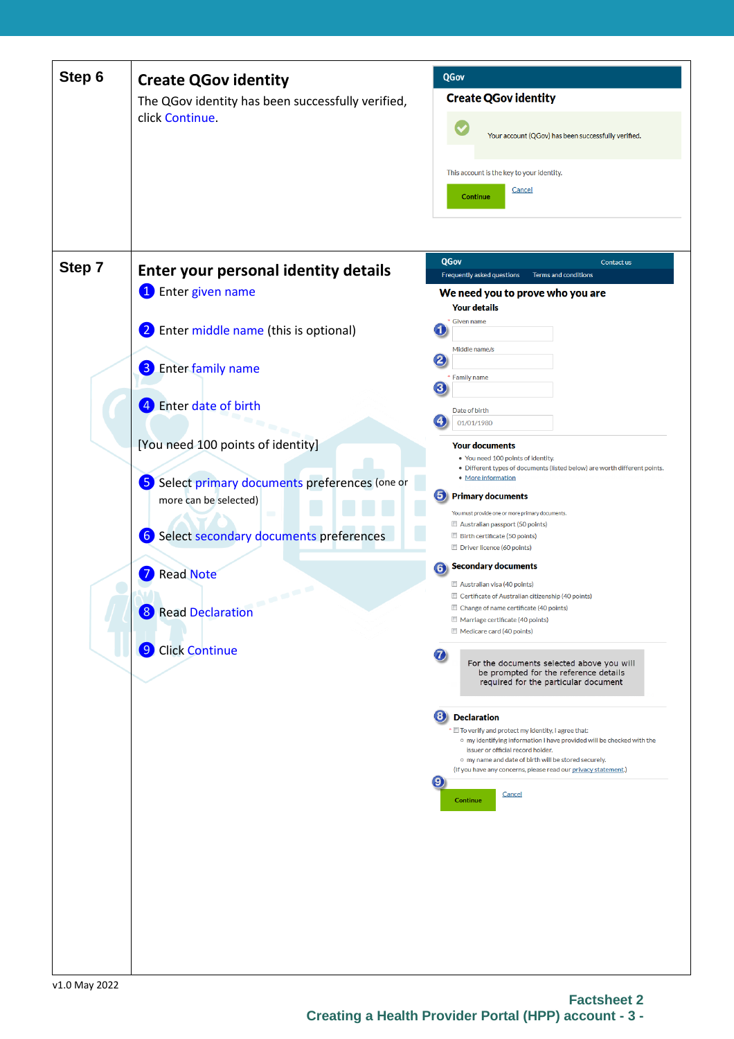| | | |
|---|---|---|
| **Step 6** | **Create QGov identity**<br>The QGov identity has been successfully verified, click Continue. | QGov<br>**Create QGov identity**<br>Your account (QGov) has been successfully verified.<br>This account is the key to your identity.<br>Continue Cancel |
| **Step 7** | **Enter your personal identity details**<br>1 Enter given name<br>2 Enter middle name (this is optional)<br>3 Enter family name<br>4 Enter date of birth<br>[You need 100 points of identity]<br>5 Select primary documents preferences (one or more can be selected)<br>6 Select secondary documents preferences<br>7 Read Note<br>8 Read Declaration<br>9 Click Continue | QGov Contact us<br>Frequently asked questions Terms and conditions<br>**We need you to prove who you are**<br>**Your details**<br>1 * Given name<br>2 Middle name/s<br>3 * Family name<br>4 Date of birth 01/01/1980<br>**Your documents**<br>• You need 100 points of identity.<br>• Different types of documents (listed below) are worth different points.<br>• More information<br>5 **Primary documents**<br>You must provide one or more primary documents.<br>☐ Australian passport (50 points)<br>☐ Birth certificate (50 points)<br>☐ Driver licence (60 points)<br>6 **Secondary documents**<br>☐ Australian visa (40 points)<br>☐ Certificate of Australian citizenship (40 points)<br>☐ Change of name certificate (40 points)<br>☐ Marriage certificate (40 points)<br>☐ Medicare card (40 points)<br>7 For the documents selected above you will be prompted for the reference details required for the particular document<br>8 **Declaration**<br>* ☐ To verify and protect my identity, I agree that:<br>○ my identifying information I have provided will be checked with the issuer or official record holder.<br>○ my name and date of birth will be stored securely.<br>(If you have any concerns, please read our privacy statement.)<br>9 Continue Cancel |

v1.0 May 2022

**Factsheet 2**
**Creating a Health Provider Portal (HPP) account**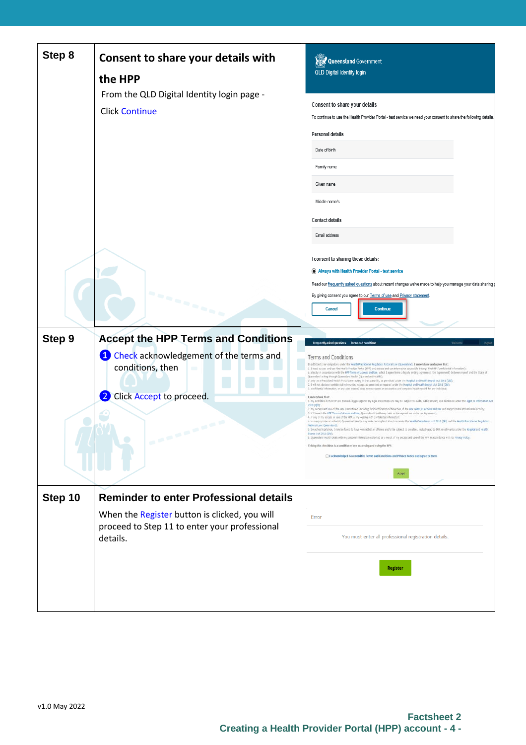| | | |
|---|---|---|
| **Step 8** | **Consent to share your details with the HPP**<br>From the QLD Digital Identity login page -<br>Click Continue | Queensland Government<br>QLD Digital Identity login<br>Consent to share your details<br>To continue to use the Health Provider Portal - test service we need your consent to share the following details<br>Personal details<br>Date of birth<br>Family name<br>Given name<br>Middle name/s<br>Contact details<br>Email address<br>I consent to sharing these details:<br>Always with Health Provider Portal - test service<br>Read our frequently asked questions about recent changes we've made to help you manage your data sharing<br>By giving consent you agree to our Terms of use and Privacy statement.<br>Cancel Continue |
| **Step 9** | **Accept the HPP Terms and Conditions**<br>1 Check acknowledgement of the terms and conditions, then<br>2 Click Accept to proceed. | Frequently asked questions Terms and conditions<br>Terms and Conditions<br>Ticking this checkbox is a condition of me accessing and using the HPP.<br>I acknowledge I have read the Terms and Conditions and Privacy Notice and agree to them<br>Accept |
| **Step 10** | **Reminder to enter Professional details**<br>When the Register button is clicked, you will proceed to Step 11 to enter your professional details. | Error<br>You must enter all professional registration details.<br>Register |

v1.0 May 2022

**Factsheet 2**
**Creating a Health Provider Portal (HPP) account**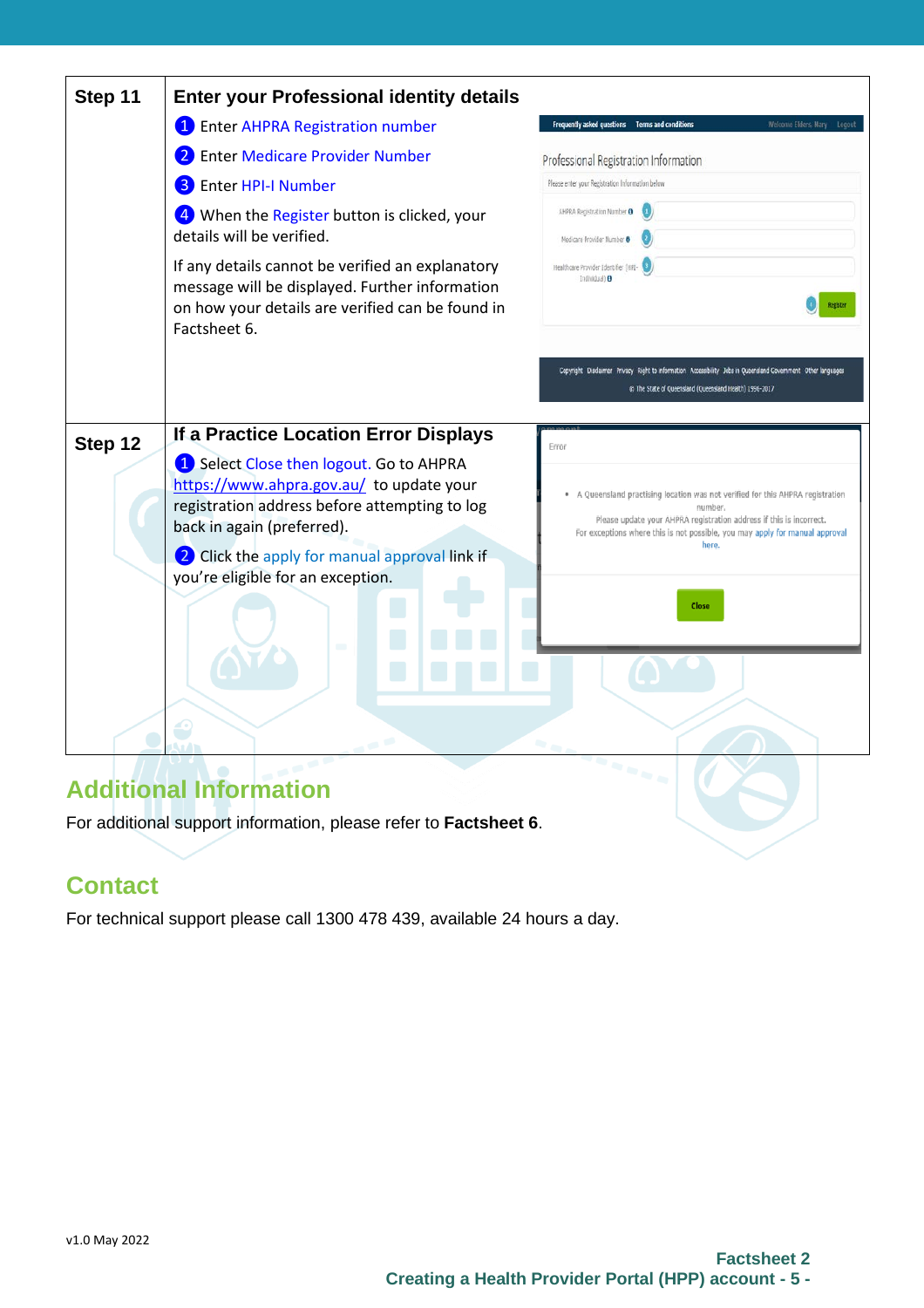| | |
|---|---|
| **Step 11** | **Enter your Professional identity details**<br>1 Enter AHPRA Registration number<br>2 Enter Medicare Provider Number<br>3 Enter HPI-I Number<br>4 When the Register button is clicked, your details will be verified.<br>If any details cannot be verified an explanatory message will be displayed. Further information on how your details are verified can be found in Factsheet 6. |
| **Step 12** | **If a Practice Location Error Displays**<br>1 Select Close then logout. Go to AHPRA https://www.ahpra.gov.au/ to update your registration address before attempting to log back in again (preferred).<br>2 Click the apply for manual approval link if you're eligible for an exception. |

## Additional Information

For additional support information, please refer to **Factsheet 6**.

## Contact

For technical support please call 1300 478 439, available 24 hours a day.

v1.0 May 2022